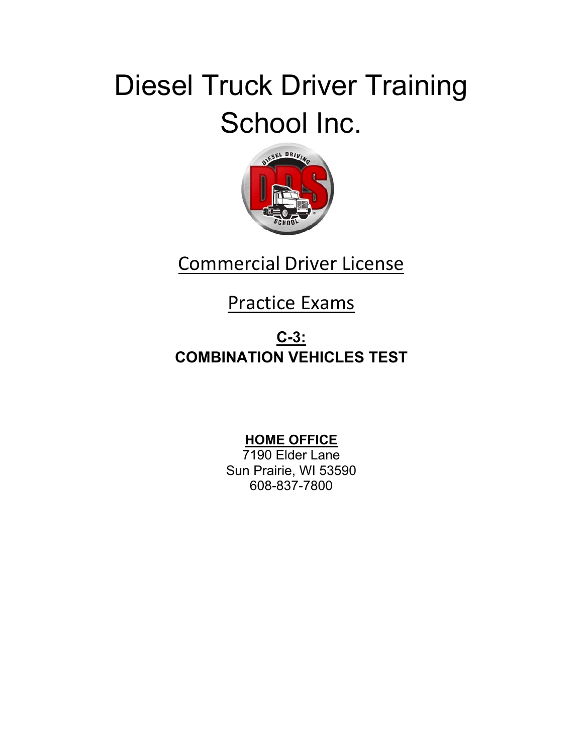# Diesel Truck Driver Training School Inc.

## Commercial Driver License

## Practice Exams

**C-3:**
**COMBINATION VEHICLES TEST**

**HOME OFFICE**
7190 Elder Lane
Sun Prairie, WI 53590
608-837-7800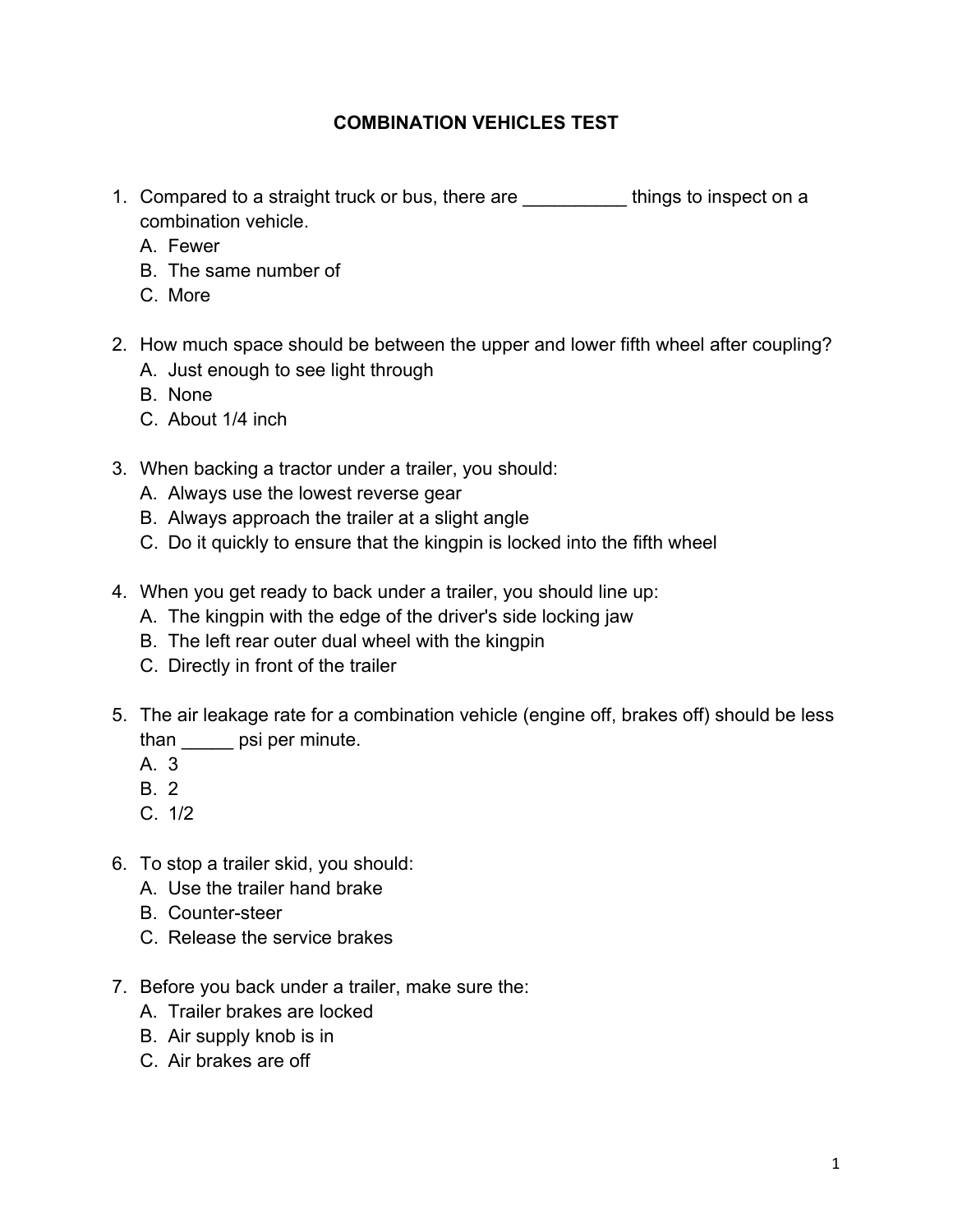# COMBINATION VEHICLES TEST

1. Compared to a straight truck or bus, there are __________ things to inspect on a combination vehicle.
   A. Fewer
   B. The same number of
   C. More

2. How much space should be between the upper and lower fifth wheel after coupling?
   A. Just enough to see light through
   B. None
   C. About 1/4 inch

3. When backing a tractor under a trailer, you should:
   A. Always use the lowest reverse gear
   B. Always approach the trailer at a slight angle
   C. Do it quickly to ensure that the kingpin is locked into the fifth wheel

4. When you get ready to back under a trailer, you should line up:
   A. The kingpin with the edge of the driver's side locking jaw
   B. The left rear outer dual wheel with the kingpin
   C. Directly in front of the trailer

5. The air leakage rate for a combination vehicle (engine off, brakes off) should be less than _____ psi per minute.
   A. 3
   B. 2
   C. 1/2

6. To stop a trailer skid, you should:
   A. Use the trailer hand brake
   B. Counter-steer
   C. Release the service brakes

7. Before you back under a trailer, make sure the:
   A. Trailer brakes are locked
   B. Air supply knob is in
   C. Air brakes are off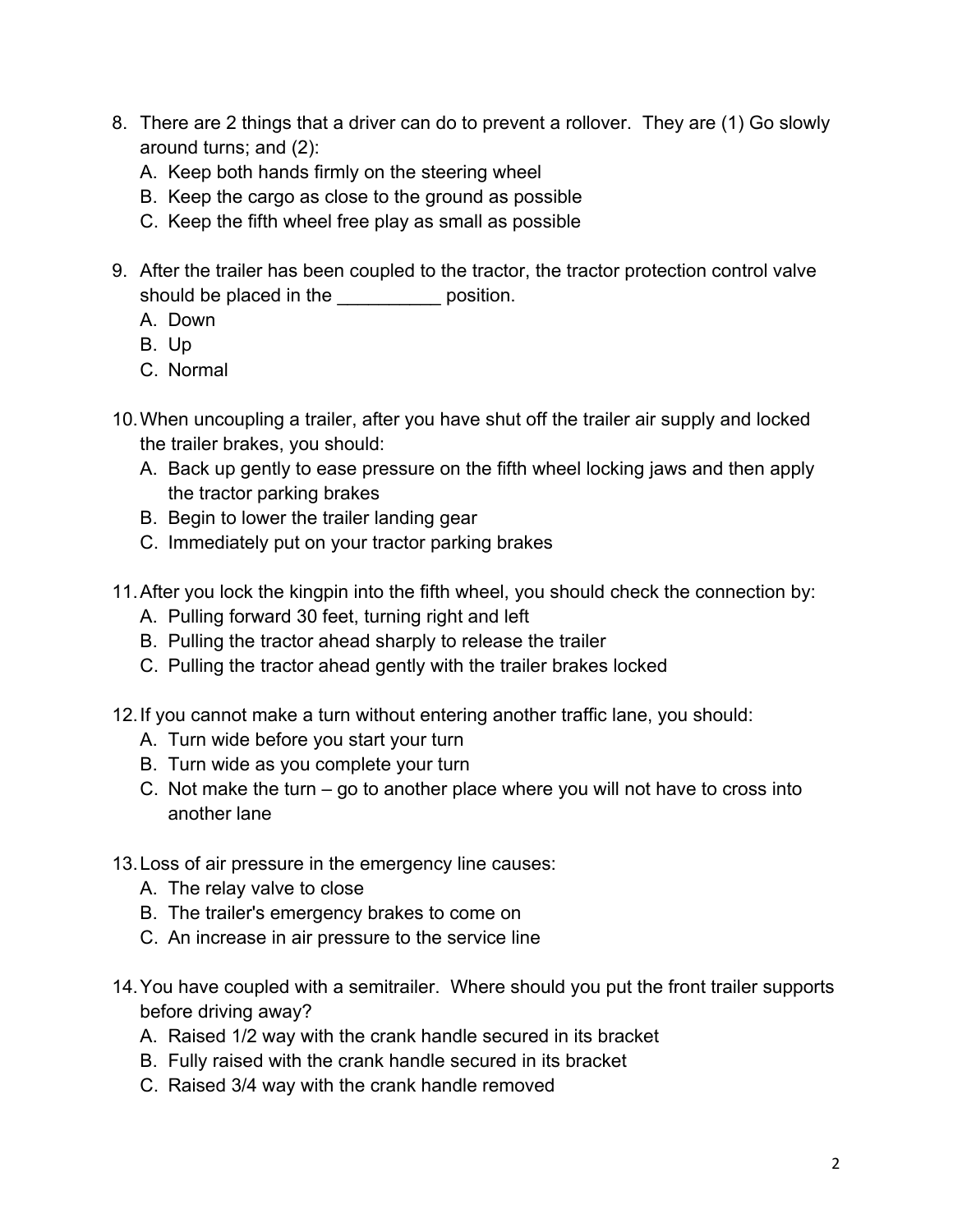8. There are 2 things that a driver can do to prevent a rollover. They are (1) Go slowly around turns; and (2):
   A. Keep both hands firmly on the steering wheel
   B. Keep the cargo as close to the ground as possible
   C. Keep the fifth wheel free play as small as possible

9. After the trailer has been coupled to the tractor, the tractor protection control valve should be placed in the __________ position.
   A. Down
   B. Up
   C. Normal

10. When uncoupling a trailer, after you have shut off the trailer air supply and locked the trailer brakes, you should:
    A. Back up gently to ease pressure on the fifth wheel locking jaws and then apply the tractor parking brakes
    B. Begin to lower the trailer landing gear
    C. Immediately put on your tractor parking brakes

11. After you lock the kingpin into the fifth wheel, you should check the connection by:
    A. Pulling forward 30 feet, turning right and left
    B. Pulling the tractor ahead sharply to release the trailer
    C. Pulling the tractor ahead gently with the trailer brakes locked

12. If you cannot make a turn without entering another traffic lane, you should:
    A. Turn wide before you start your turn
    B. Turn wide as you complete your turn
    C. Not make the turn – go to another place where you will not have to cross into another lane

13. Loss of air pressure in the emergency line causes:
    A. The relay valve to close
    B. The trailer's emergency brakes to come on
    C. An increase in air pressure to the service line

14. You have coupled with a semitrailer. Where should you put the front trailer supports before driving away?
    A. Raised 1/2 way with the crank handle secured in its bracket
    B. Fully raised with the crank handle secured in its bracket
    C. Raised 3/4 way with the crank handle removed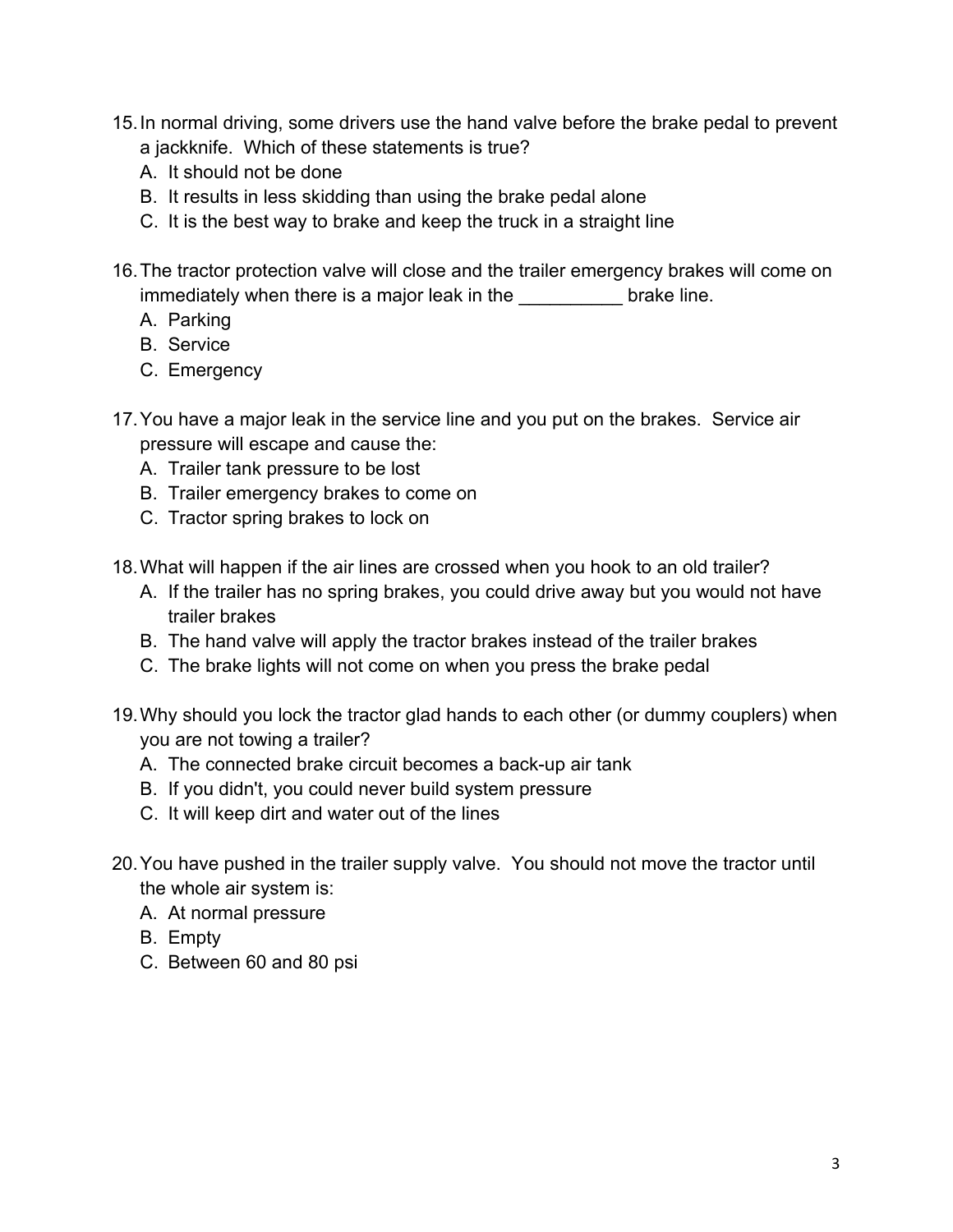15. In normal driving, some drivers use the hand valve before the brake pedal to prevent a jackknife. Which of these statements is true?
    A. It should not be done
    B. It results in less skidding than using the brake pedal alone
    C. It is the best way to brake and keep the truck in a straight line

16. The tractor protection valve will close and the trailer emergency brakes will come on immediately when there is a major leak in the __________ brake line.
    A. Parking
    B. Service
    C. Emergency

17. You have a major leak in the service line and you put on the brakes. Service air pressure will escape and cause the:
    A. Trailer tank pressure to be lost
    B. Trailer emergency brakes to come on
    C. Tractor spring brakes to lock on

18. What will happen if the air lines are crossed when you hook to an old trailer?
    A. If the trailer has no spring brakes, you could drive away but you would not have trailer brakes
    B. The hand valve will apply the tractor brakes instead of the trailer brakes
    C. The brake lights will not come on when you press the brake pedal

19. Why should you lock the tractor glad hands to each other (or dummy couplers) when you are not towing a trailer?
    A. The connected brake circuit becomes a back-up air tank
    B. If you didn't, you could never build system pressure
    C. It will keep dirt and water out of the lines

20. You have pushed in the trailer supply valve. You should not move the tractor until the whole air system is:
    A. At normal pressure
    B. Empty
    C. Between 60 and 80 psi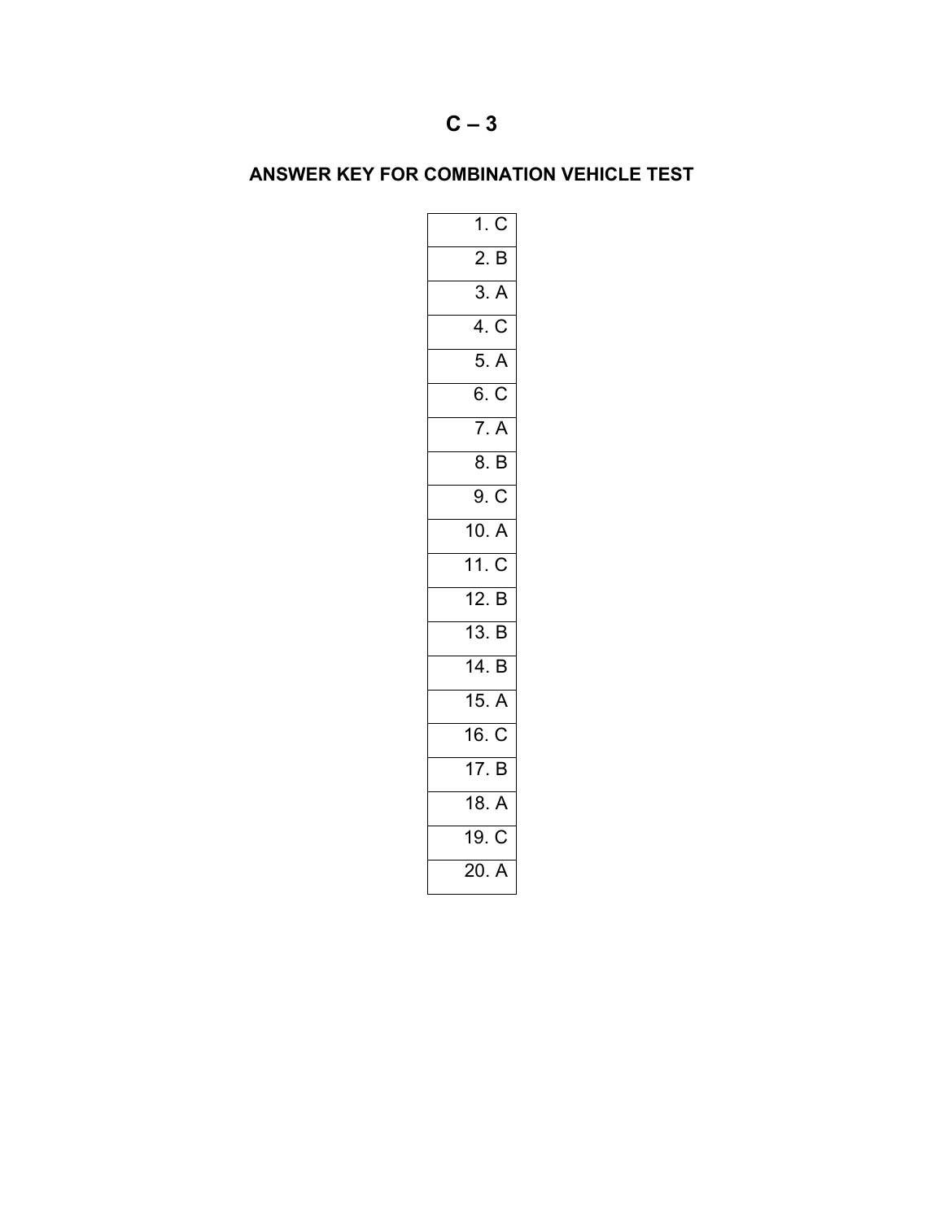# C – 3

## ANSWER KEY FOR COMBINATION VEHICLE TEST

| |
|---|
| 1. C |
| 2. B |
| 3. A |
| 4. C |
| 5. A |
| 6. C |
| 7. A |
| 8. B |
| 9. C |
| 10. A |
| 11. C |
| 12. B |
| 13. B |
| 14. B |
| 15. A |
| 16. C |
| 17. B |
| 18. A |
| 19. C |
| 20. A |